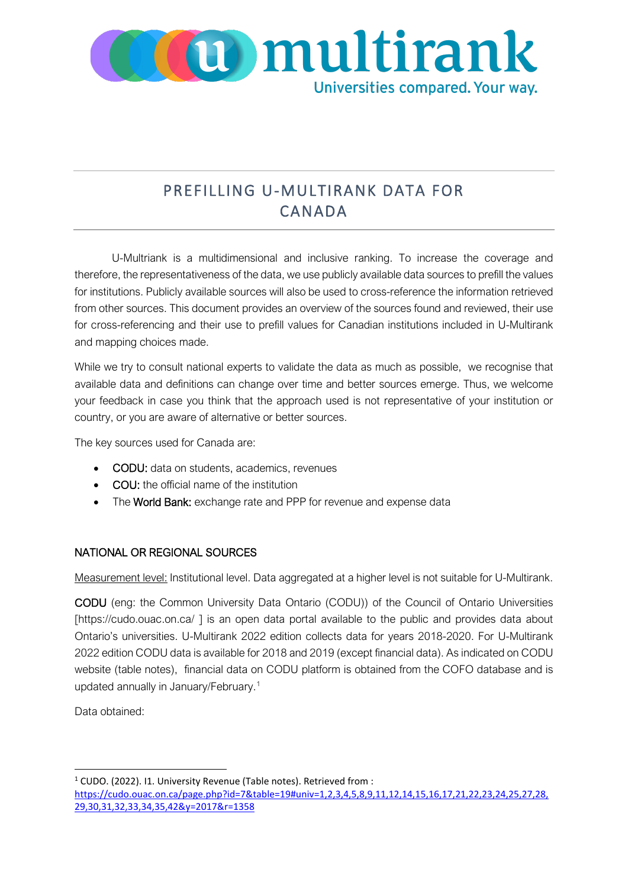# PREFILLING U-MULTIRANK DATA FOR CANADA

U-Multirank is a multidimensional and inclusive ranking. To increase the coverage and therefore, the representativeness of the data, we use publicly available data sources to prefill the values for institutions. Publicly available sources will also be used to cross-reference the information retrieved from other sources. This document provides an overview of the sources found and reviewed, their use for cross-referencing and their use to prefill values for Canadian institutions included in U-Multirank and mapping choices made.

While we try to consult national experts to validate the data as much as possible, we recognise that available data and definitions can change over time and better sources emerge. Thus, we welcome your feedback in case you think that the approach used is not representative of your institution or country, or you are aware of alternative or better sources.

The key sources used for Canada are:

- CODU: data on students, academics, revenues
- COU: the official name of the institution
- The World Bank: exchange rate and PPP for revenue and expense data

## NATIONAL OR REGIONAL SOURCES

Measurement level: Institutional level. Data aggregated at a higher level is not suitable for U-Multirank.

CODU (eng: the Common University Data Ontario (CODU)) of the Council of Ontario Universities [https://cudo.ouac.on.ca/ ] is an open data portal available to the public and provides data about Ontario's universities. U-Multirank 2022 edition collects data for years 2018-2020. For U-Multirank 2022 edition CODU data is available for 2018 and 2019 (except financial data). As indicated on CODU website (table notes), financial data on CODU platform is obtained from the COFO database and is updated annually in January/February.[1]

Data obtained:

[1] CUDO. (2022). I1. University Revenue (Table notes). Retrieved from : https://cudo.ouac.ca/page.php?id=7&table=19#univ=1,2,3,4,5,8,9,11,12,14,15,16,17,21,22,23,24,25,27,28,29,30,31,32,33,34,35,42&y=2017&r=1358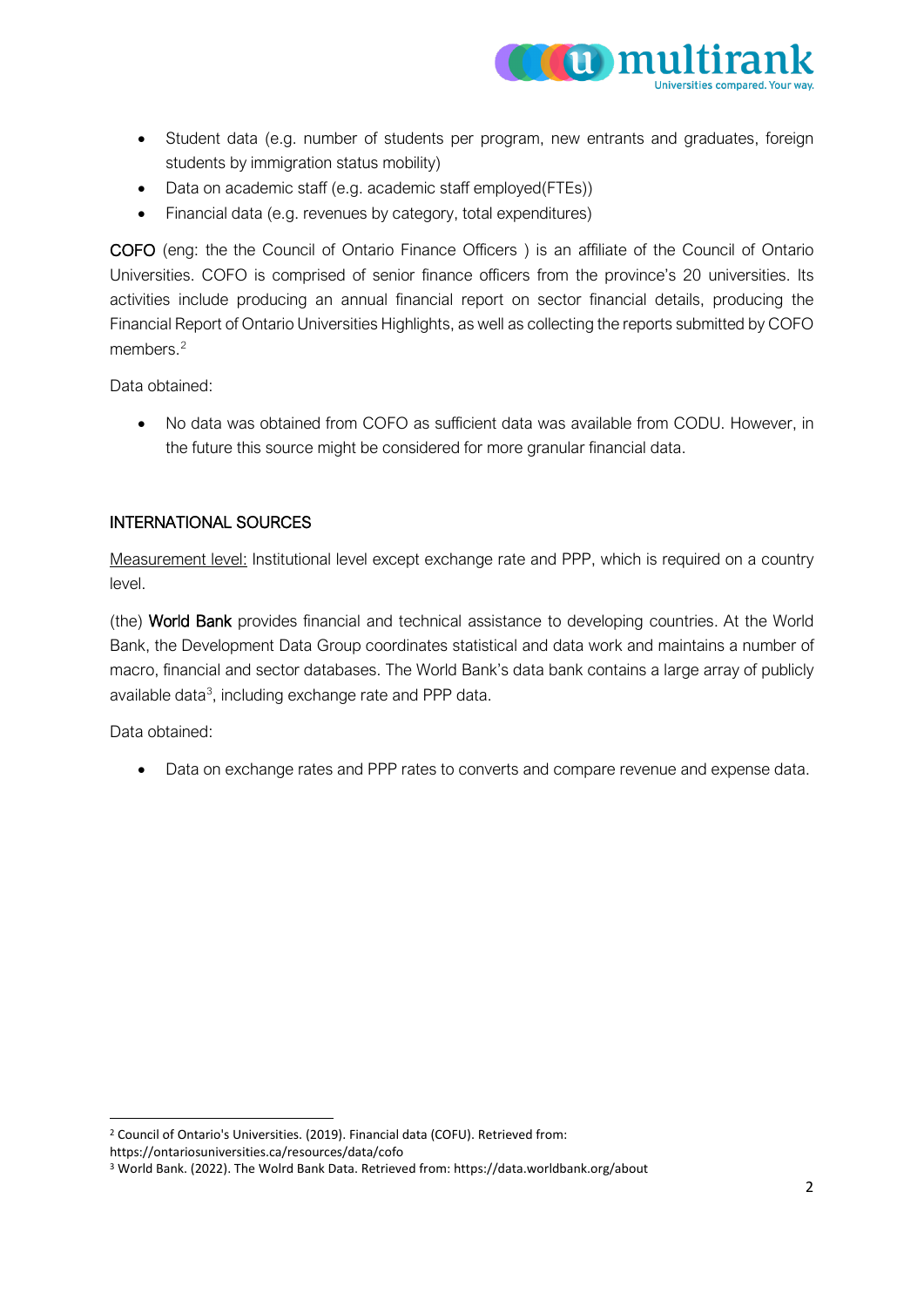- Student data (e.g. number of students per program, new entrants and graduates, foreign students by immigration status mobility)
- Data on academic staff (e.g. academic staff employed(FTEs))
- Financial data (e.g. revenues by category, total expenditures)

COFO (eng: the the Council of Ontario Finance Officers ) is an affiliate of the Council of Ontario Universities. COFO is comprised of senior finance officers from the province's 20 universities. Its activities include producing an annual financial report on sector financial details, producing the Financial Report of Ontario Universities Highlights, as well as collecting the reports submitted by COFO members.[2]

Data obtained:

- No data was obtained from COFO as sufficient data was available from CODU. However, in the future this source might be considered for more granular financial data.

## INTERNATIONAL SOURCES

<u>Measurement level:</u> Institutional level except exchange rate and PPP, which is required on a country level.

(the) World Bank provides financial and technical assistance to developing countries. At the World Bank, the Development Data Group coordinates statistical and data work and maintains a number of macro, financial and sector databases. The World Bank's data bank contains a large array of publicly available data[3], including exchange rate and PPP data.

Data obtained:

- Data on exchange rates and PPP rates to converts and compare revenue and expense data.

---

[2] Council of Ontario's Universities. (2019). Financial data (COFU). Retrieved from: https://ontariosuniversities.ca/resources/data/cofo

[3] World Bank. (2022). The Wolrd Bank Data. Retrieved from: https://data.worldbank.org/about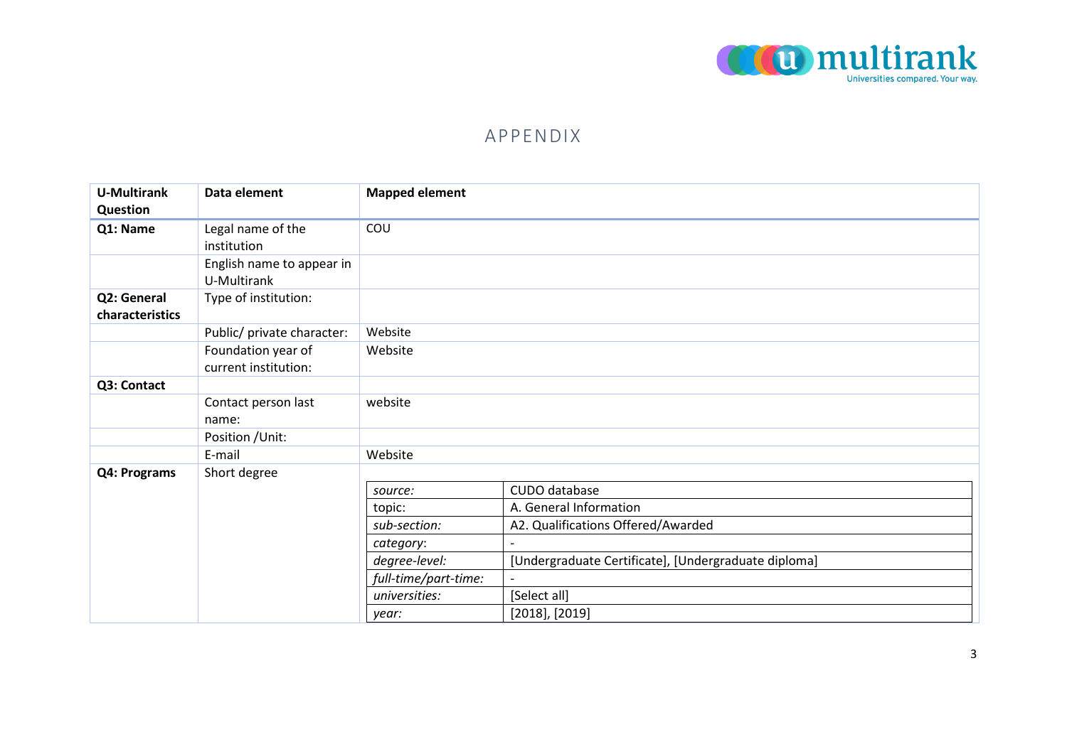# APPENDIX

<table>
<thead>
<tr>
<th>U-Multirank Question</th>
<th>Data element</th>
<th>Mapped element</th>
</tr>
</thead>
<tbody>
<tr>
<td><b>Q1: Name</b></td>
<td>Legal name of the institution</td>
<td>COU</td>
</tr>
<tr>
<td></td>
<td>English name to appear in U-Multirank</td>
<td></td>
</tr>
<tr>
<td><b>Q2: General characteristics</b></td>
<td>Type of institution:</td>
<td></td>
</tr>
<tr>
<td></td>
<td>Public/ private character:</td>
<td>Website</td>
</tr>
<tr>
<td></td>
<td>Foundation year of current institution:</td>
<td>Website</td>
</tr>
<tr>
<td><b>Q3: Contact</b></td>
<td></td>
<td></td>
</tr>
<tr>
<td></td>
<td>Contact person last name:</td>
<td>website</td>
</tr>
<tr>
<td></td>
<td>Position /Unit:</td>
<td></td>
</tr>
<tr>
<td></td>
<td>E-mail</td>
<td>Website</td>
</tr>
<tr>
<td><b>Q4: Programs</b></td>
<td>Short degree</td>
<td>
<table>
<tr><td><i>source:</i></td><td>CUDO database</td></tr>
<tr><td>topic:</td><td>A. General Information</td></tr>
<tr><td><i>sub-section:</i></td><td>A2. Qualifications Offered/Awarded</td></tr>
<tr><td><i>category</i>:</td><td>-</td></tr>
<tr><td><i>degree-level:</i></td><td>[Undergraduate Certificate], [Undergraduate diploma]</td></tr>
<tr><td><i>full-time/part-time:</i></td><td>-</td></tr>
<tr><td><i>universities:</i></td><td>[Select all]</td></tr>
<tr><td><i>year:</i></td><td>[2018], [2019]</td></tr>
</table>
</td>
</tr>
</tbody>
</table>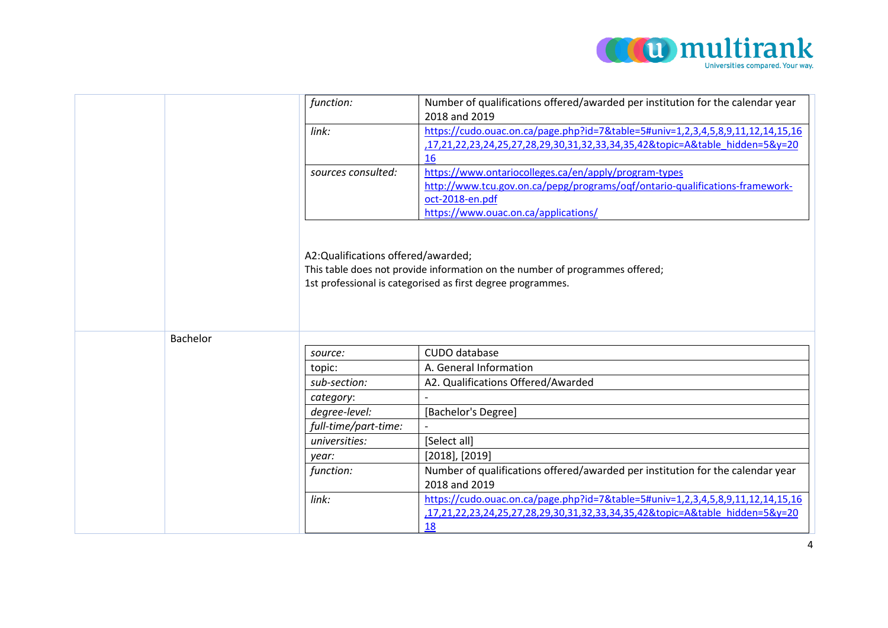| | | | |
|---|---|---|---|
| | | *function:* | Number of qualifications offered/awarded per institution for the calendar year 2018 and 2019 |
| | | *link:* | https://cudo.ouac.on.ca/page.php?id=7&table=5#univ=1,2,3,4,5,8,9,11,12,14,15,16,17,21,22,23,24,25,27,28,29,30,31,32,33,34,35,42&topic=A&table_hidden=5&y=2016 |
| | | *sources consulted:* | https://www.ontariocolleges.ca/en/apply/program-types http://www.tcu.gov.on.ca/pepg/programs/oqf/ontario-qualifications-framework-oct-2018-en.pdf https://www.ouac.on.ca/applications/ |

A2:Qualifications offered/awarded;
This table does not provide information on the number of programmes offered;
1st professional is categorised as first degree programmes.

| | | | |
|---|---|---|---|
| | Bachelor | *source:* | CUDO database |
| | | topic: | A. General Information |
| | | *sub-section:* | A2. Qualifications Offered/Awarded |
| | | *category:* | - |
| | | *degree-level:* | [Bachelor's Degree] |
| | | *full-time/part-time:* | - |
| | | *universities:* | [Select all] |
| | | *year:* | [2018], [2019] |
| | | *function:* | Number of qualifications offered/awarded per institution for the calendar year 2018 and 2019 |
| | | *link:* | https://cudo.ouac.on.ca/page.php?id=7&table=5#univ=1,2,3,4,5,8,9,11,12,14,15,16,17,21,22,23,24,25,27,28,29,30,31,32,33,34,35,42&topic=A&table_hidden=5&y=2018 |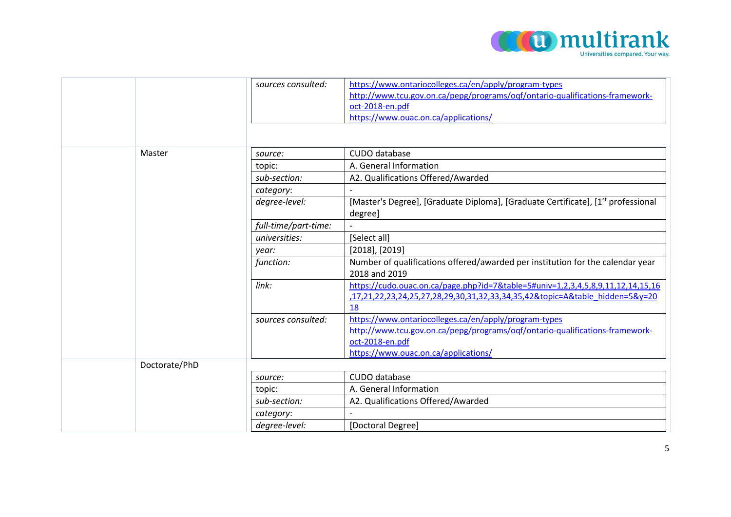| | | | |
|---|---|---|---|
| | | *sources consulted:* | https://www.ontariocolleges.ca/en/apply/program-types<br>http://www.tcu.gov.on.ca/pepg/programs/oqf/ontario-qualifications-framework-oct-2018-en.pdf<br>https://www.ouac.on.ca/applications/ |
| | Master | *source:* | CUDO database |
| | | topic: | A. General Information |
| | | *sub-section:* | A2. Qualifications Offered/Awarded |
| | | *category*: | - |
| | | *degree-level:* | [Master's Degree], [Graduate Diploma], [Graduate Certificate], [1st professional degree] |
| | | *full-time/part-time:* | - |
| | | *universities:* | [Select all] |
| | | *year:* | [2018], [2019] |
| | | *function:* | Number of qualifications offered/awarded per institution for the calendar year 2018 and 2019 |
| | | *link:* | https://cudo.ouac.on.ca/page.php?id=7&table=5#univ=1,2,3,4,5,8,9,11,12,14,15,16,17,21,22,23,24,25,27,28,29,30,31,32,33,34,35,42&topic=A&table_hidden=5&y=2018 |
| | | *sources consulted:* | https://www.ontariocolleges.ca/en/apply/program-types<br>http://www.tcu.gov.on.ca/pepg/programs/oqf/ontario-qualifications-framework-oct-2018-en.pdf<br>https://www.ouac.on.ca/applications/ |
| | Doctorate/PhD | *source:* | CUDO database |
| | | topic: | A. General Information |
| | | *sub-section:* | A2. Qualifications Offered/Awarded |
| | | *category*: | - |
| | | *degree-level:* | [Doctoral Degree] |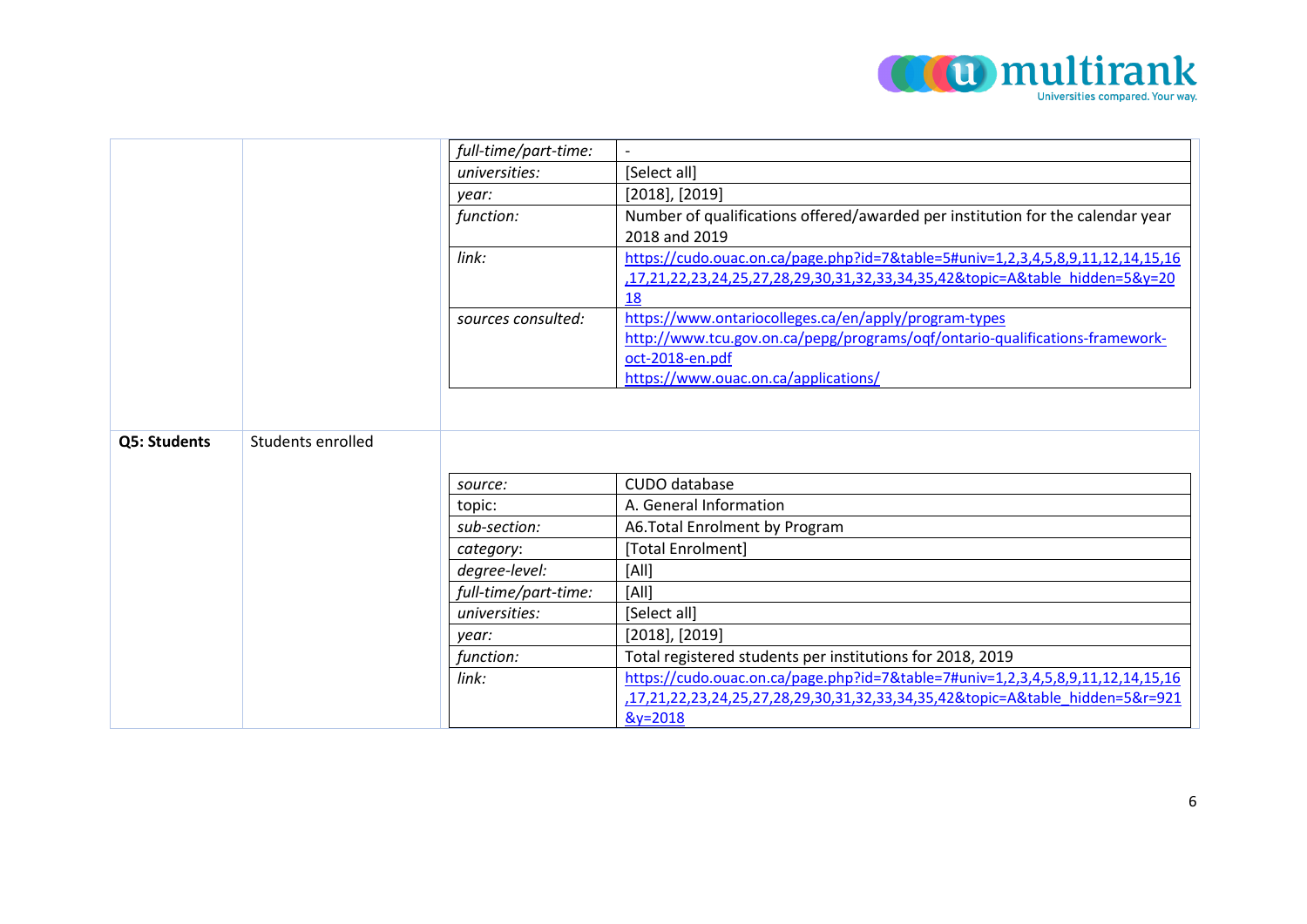| | | | |
|---|---|---|---|
| | | *full-time/part-time:* | - |
| | | *universities:* | [Select all] |
| | | *year:* | [2018], [2019] |
| | | *function:* | Number of qualifications offered/awarded per institution for the calendar year 2018 and 2019 |
| | | *link:* | https://cudo.ouac.on.ca/page.php?id=7&table=5#univ=1,2,3,4,5,8,9,11,12,14,15,16,17,21,22,23,24,25,27,28,29,30,31,32,33,34,35,42&topic=A&table_hidden=5&y=2018 |
| | | *sources consulted:* | https://www.ontariocolleges.ca/en/apply/program-types http://www.tcu.gov.on.ca/pepg/programs/oqf/ontario-qualifications-framework-oct-2018-en.pdf https://www.ouac.on.ca/applications/ |
| **Q5: Students** | Students enrolled | | |
| | | *source:* | CUDO database |
| | | topic: | A. General Information |
| | | *sub-section:* | A6.Total Enrolment by Program |
| | | *category*: | [Total Enrolment] |
| | | *degree-level:* | [All] |
| | | *full-time/part-time:* | [All] |
| | | *universities:* | [Select all] |
| | | *year:* | [2018], [2019] |
| | | *function:* | Total registered students per institutions for 2018, 2019 |
| | | *link:* | https://cudo.ouac.on.ca/page.php?id=7&table=7#univ=1,2,3,4,5,8,9,11,12,14,15,16,17,21,22,23,24,25,27,28,29,30,31,32,33,34,35,42&topic=A&table_hidden=5&r=921&y=2018 |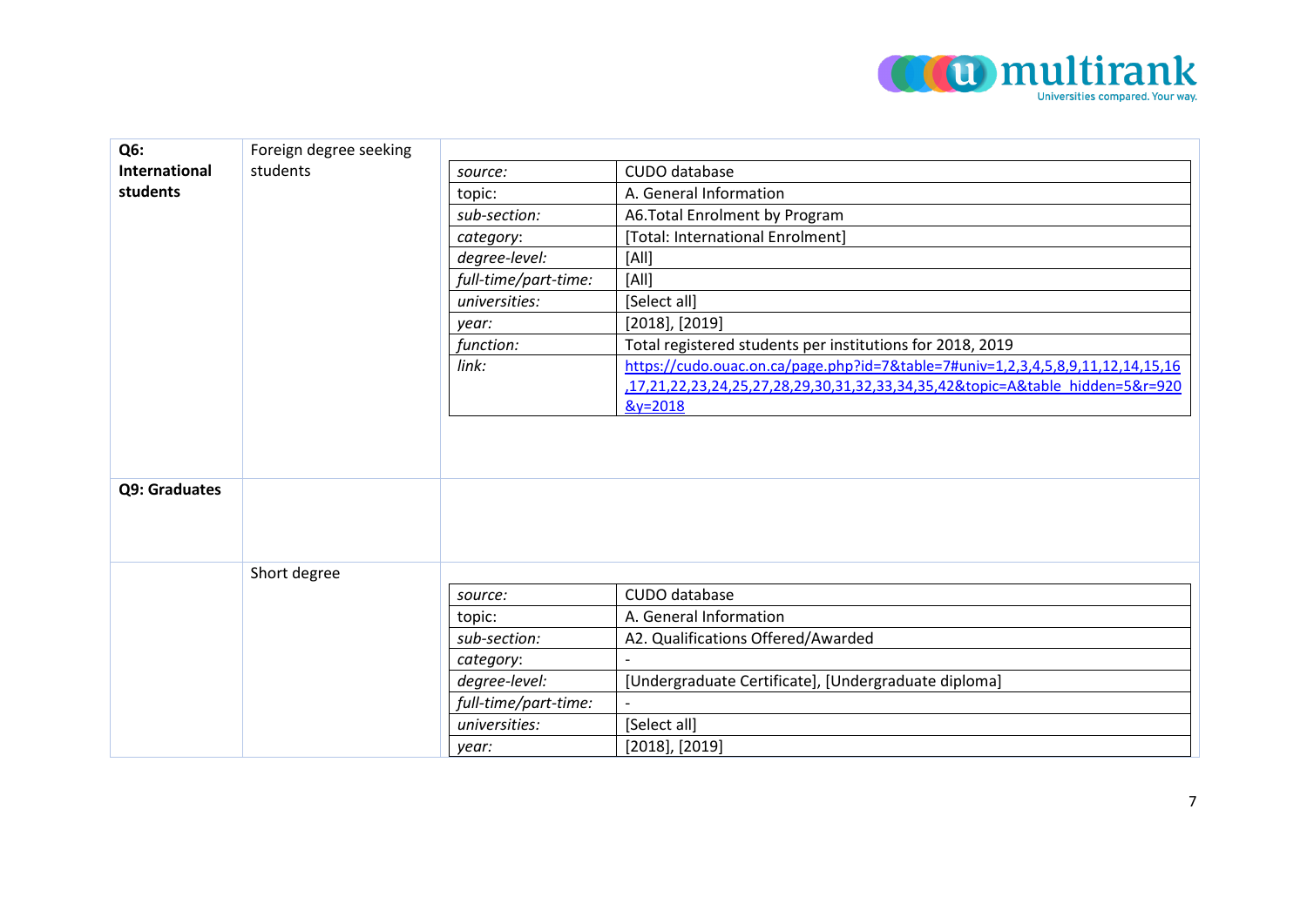| | | |
|---|---|---|
| **Q6: International students** | Foreign degree seeking students | |

| | |
|---|---|
| *source:* | CUDO database |
| topic: | A. General Information |
| *sub-section:* | A6.Total Enrolment by Program |
| *category*: | [Total: International Enrolment] |
| *degree-level:* | [All] |
| *full-time/part-time:* | [All] |
| *universities:* | [Select all] |
| *year:* | [2018], [2019] |
| *function:* | Total registered students per institutions for 2018, 2019 |
| *link:* | https://cudo.ouac.on.ca/page.php?id=7&table=7#univ=1,2,3,4,5,8,9,11,12,14,15,16,17,21,22,23,24,25,27,28,29,30,31,32,33,34,35,42&topic=A&table_hidden=5&r=920&y=2018 |

| | | |
|---|---|---|
| **Q9: Graduates** | | |
| | Short degree | |

| | |
|---|---|
| *source:* | CUDO database |
| topic: | A. General Information |
| *sub-section:* | A2. Qualifications Offered/Awarded |
| *category*: | - |
| *degree-level:* | [Undergraduate Certificate], [Undergraduate diploma] |
| *full-time/part-time:* | - |
| *universities:* | [Select all] |
| *year:* | [2018], [2019] |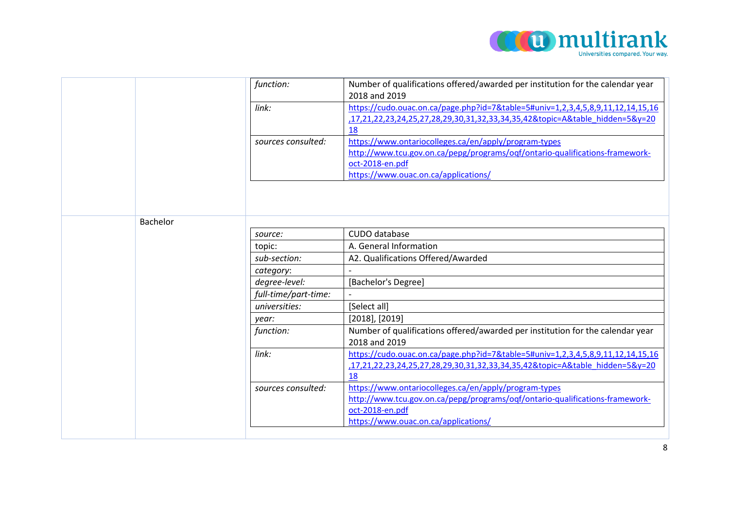| | | | |
|---|---|---|---|
| | | *function:* | Number of qualifications offered/awarded per institution for the calendar year 2018 and 2019 |
| | | *link:* | https://cudo.ouac.on.ca/page.php?id=7&table=5#univ=1,2,3,4,5,8,9,11,12,14,15,16,17,21,22,23,24,25,27,28,29,30,31,32,33,34,35,42&topic=A&table_hidden=5&y=2018 |
| | | *sources consulted:* | https://www.ontariocolleges.ca/en/apply/program-types<br>http://www.tcu.gov.on.ca/pepg/programs/oqf/ontario-qualifications-framework-oct-2018-en.pdf<br>https://www.ouac.on.ca/applications/ |
| | Bachelor | *source:* | CUDO database |
| | | topic: | A. General Information |
| | | *sub-section:* | A2. Qualifications Offered/Awarded |
| | | *category*: | - |
| | | *degree-level:* | [Bachelor's Degree] |
| | | *full-time/part-time:* | - |
| | | *universities:* | [Select all] |
| | | *year:* | [2018], [2019] |
| | | *function:* | Number of qualifications offered/awarded per institution for the calendar year 2018 and 2019 |
| | | *link:* | https://cudo.ouac.on.ca/page.php?id=7&table=5#univ=1,2,3,4,5,8,9,11,12,14,15,16,17,21,22,23,24,25,27,28,29,30,31,32,33,34,35,42&topic=A&table_hidden=5&y=2018 |
| | | *sources consulted:* | https://www.ontariocolleges.ca/en/apply/program-types<br>http://www.tcu.gov.on.ca/pepg/programs/oqf/ontario-qualifications-framework-oct-2018-en.pdf<br>https://www.ouac.on.ca/applications/ |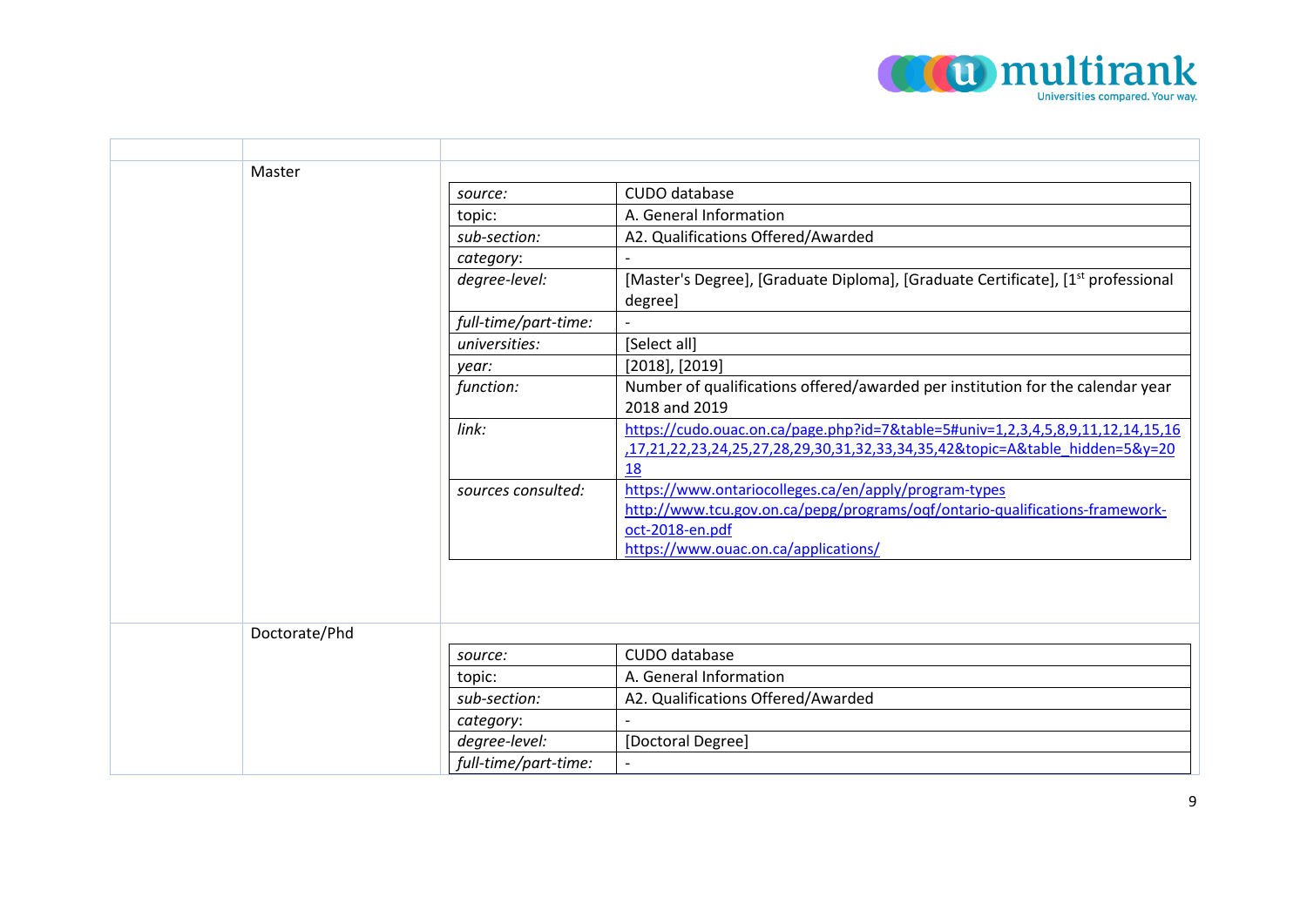| | | |
|---|---|---|
| | Master | |

| | |
|---|---|
| *source:* | CUDO database |
| topic: | A. General Information |
| *sub-section:* | A2. Qualifications Offered/Awarded |
| *category*: | - |
| *degree-level:* | [Master's Degree], [Graduate Diploma], [Graduate Certificate], [1st professional degree] |
| *full-time/part-time:* | - |
| *universities:* | [Select all] |
| *year:* | [2018], [2019] |
| *function:* | Number of qualifications offered/awarded per institution for the calendar year 2018 and 2019 |
| *link:* | https://cudo.ouac.on.ca/page.php?id=7&table=5#univ=1,2,3,4,5,8,9,11,12,14,15,16,17,21,22,23,24,25,27,28,29,30,31,32,33,34,35,42&topic=A&table_hidden=5&y=2018 |
| *sources consulted:* | https://www.ontariocolleges.ca/en/apply/program-types <br> http://www.tcu.gov.on.ca/pepg/programs/oqf/ontario-qualifications-framework-oct-2018-en.pdf <br> https://www.ouac.on.ca/applications/ |

| | | |
|---|---|---|
| | Doctorate/Phd | |

| | |
|---|---|
| *source:* | CUDO database |
| topic: | A. General Information |
| *sub-section:* | A2. Qualifications Offered/Awarded |
| *category*: | - |
| *degree-level:* | [Doctoral Degree] |
| *full-time/part-time:* | - |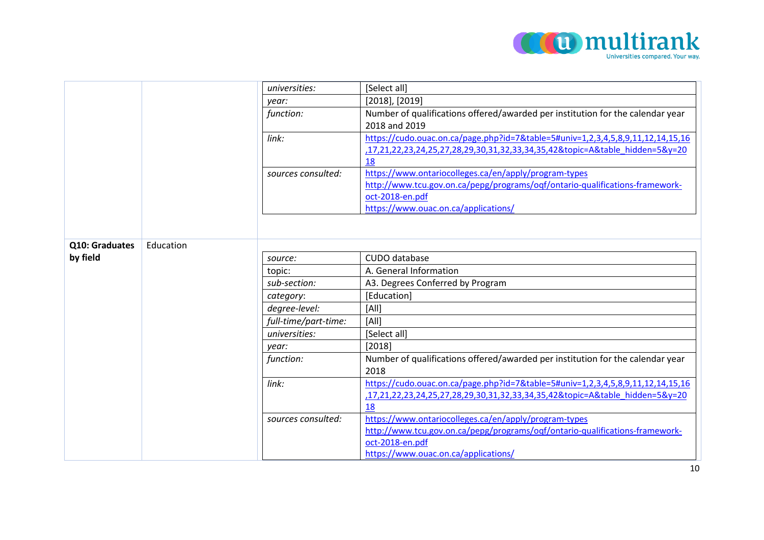| | | | |
|---|---|---|---|
| | | *universities:* | [Select all] |
| | | *year:* | [2018], [2019] |
| | | *function:* | Number of qualifications offered/awarded per institution for the calendar year 2018 and 2019 |
| | | *link:* | https://cudo.ouac.on.ca/page.php?id=7&table=5#univ=1,2,3,4,5,8,9,11,12,14,15,16,17,21,22,23,24,25,27,28,29,30,31,32,33,34,35,42&topic=A&table_hidden=5&y=2018 |
| | | *sources consulted:* | https://www.ontariocolleges.ca/en/apply/program-types<br>http://www.tcu.gov.on.ca/pepg/programs/oqf/ontario-qualifications-framework-oct-2018-en.pdf<br>https://www.ouac.on.ca/applications/ |
| **Q10: Graduates by field** | Education | | |
| | | *source:* | CUDO database |
| | | topic: | A. General Information |
| | | *sub-section:* | A3. Degrees Conferred by Program |
| | | *category*: | [Education] |
| | | *degree-level:* | [All] |
| | | *full-time/part-time:* | [All] |
| | | *universities:* | [Select all] |
| | | *year:* | [2018] |
| | | *function:* | Number of qualifications offered/awarded per institution for the calendar year 2018 |
| | | *link:* | https://cudo.ouac.on.ca/page.php?id=7&table=5#univ=1,2,3,4,5,8,9,11,12,14,15,16,17,21,22,23,24,25,27,28,29,30,31,32,33,34,35,42&topic=A&table_hidden=5&y=2018 |
| | | *sources consulted:* | https://www.ontariocolleges.ca/en/apply/program-types<br>http://www.tcu.gov.on.ca/pepg/programs/oqf/ontario-qualifications-framework-oct-2018-en.pdf<br>https://www.ouac.on.ca/applications/ |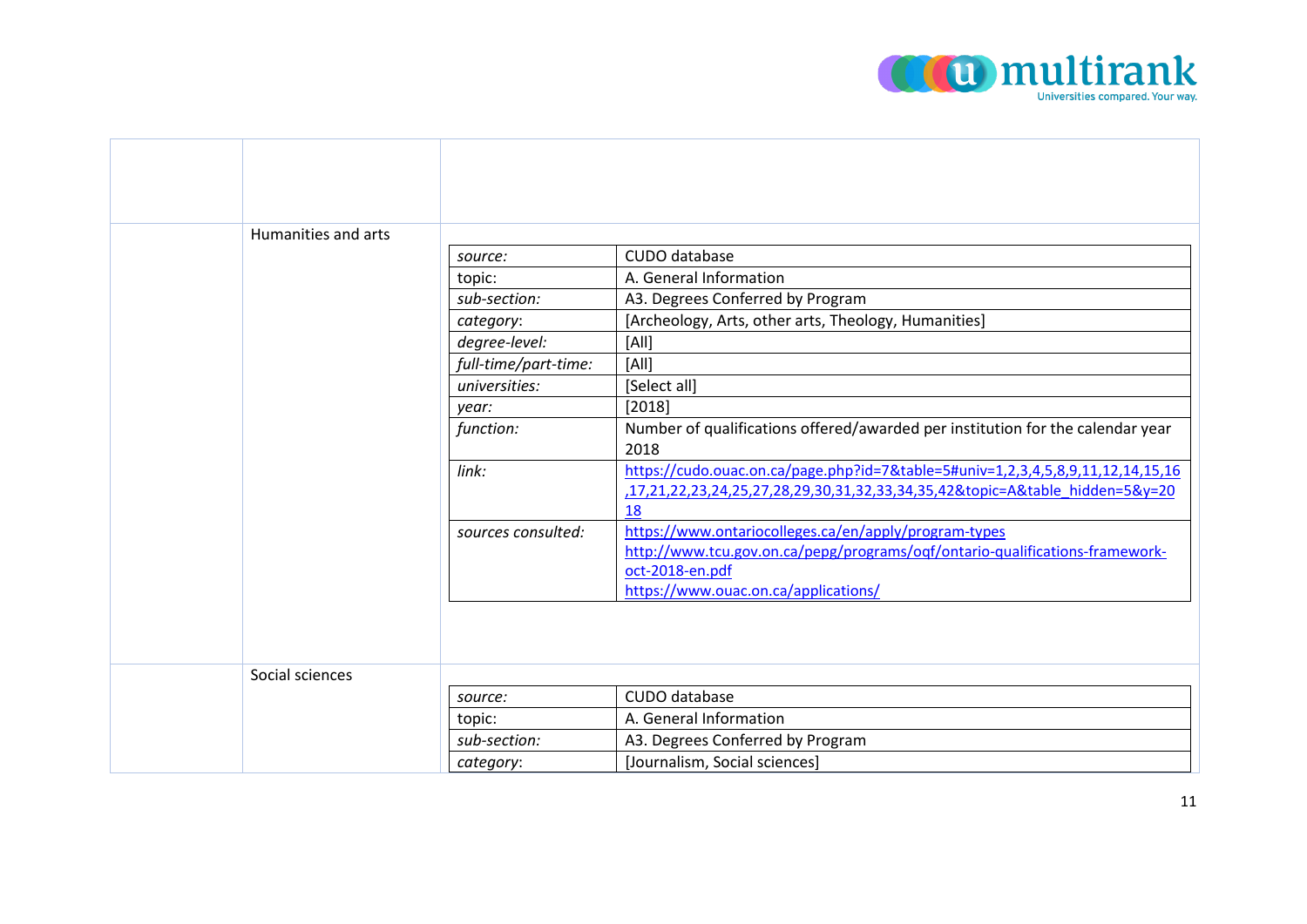| | | |
|---|---|---|
| | Humanities and arts | |

| | |
|---|---|
| *source:* | CUDO database |
| topic: | A. General Information |
| *sub-section:* | A3. Degrees Conferred by Program |
| *category*: | [Archeology, Arts, other arts, Theology, Humanities] |
| *degree-level:* | [All] |
| *full-time/part-time:* | [All] |
| *universities:* | [Select all] |
| *year:* | [2018] |
| *function:* | Number of qualifications offered/awarded per institution for the calendar year 2018 |
| *link:* | https://cudo.ouac.on.ca/page.php?id=7&table=5#univ=1,2,3,4,5,8,9,11,12,14,15,16,17,21,22,23,24,25,27,28,29,30,31,32,33,34,35,42&topic=A&table_hidden=5&y=2018 |
| *sources consulted:* | https://www.ontariocolleges.ca/en/apply/program-types<br>http://www.tcu.gov.on.ca/pepg/programs/oqf/ontario-qualifications-framework-oct-2018-en.pdf<br>https://www.ouac.on.ca/applications/ |

| | | |
|---|---|---|
| | Social sciences | |

| | |
|---|---|
| *source:* | CUDO database |
| topic: | A. General Information |
| *sub-section:* | A3. Degrees Conferred by Program |
| *category*: | [Journalism, Social sciences] |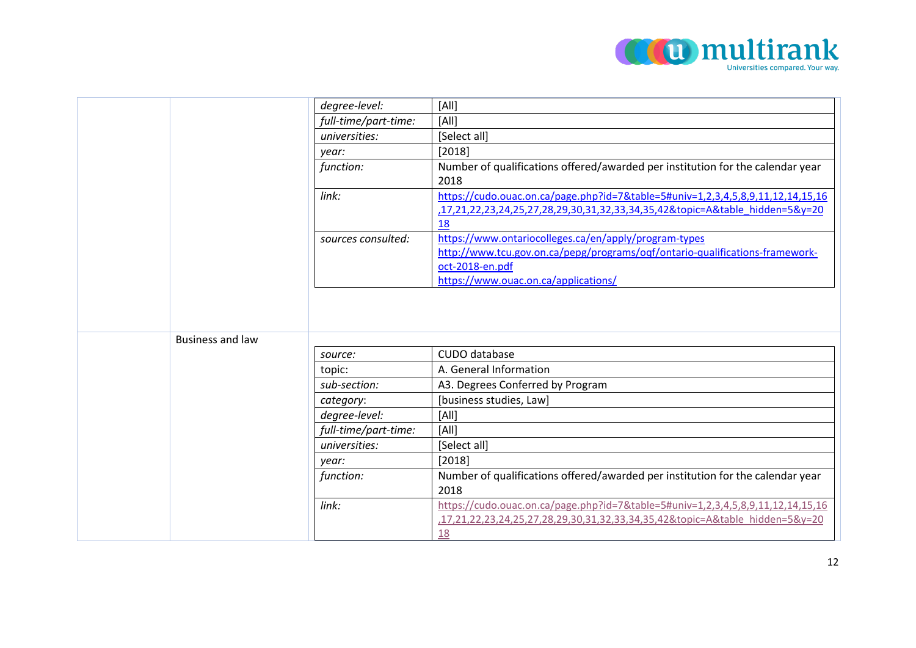| | | | |
|---|---|---|---|
| | | *degree-level:* | [All] |
| | | *full-time/part-time:* | [All] |
| | | *universities:* | [Select all] |
| | | *year:* | [2018] |
| | | *function:* | Number of qualifications offered/awarded per institution for the calendar year 2018 |
| | | *link:* | https://cudo.ouac.on.ca/page.php?id=7&table=5#univ=1,2,3,4,5,8,9,11,12,14,15,16,17,21,22,23,24,25,27,28,29,30,31,32,33,34,35,42&topic=A&table_hidden=5&y=2018 |
| | | *sources consulted:* | https://www.ontariocolleges.ca/en/apply/program-types<br>http://www.tcu.gov.on.ca/pepg/programs/oqf/ontario-qualifications-framework-oct-2018-en.pdf<br>https://www.ouac.on.ca/applications/ |
| | Business and law | *source:* | CUDO database |
| | | topic: | A. General Information |
| | | *sub-section:* | A3. Degrees Conferred by Program |
| | | *category*: | [business studies, Law] |
| | | *degree-level:* | [All] |
| | | *full-time/part-time:* | [All] |
| | | *universities:* | [Select all] |
| | | *year:* | [2018] |
| | | *function:* | Number of qualifications offered/awarded per institution for the calendar year 2018 |
| | | *link:* | https://cudo.ouac.on.ca/page.php?id=7&table=5#univ=1,2,3,4,5,8,9,11,12,14,15,16,17,21,22,23,24,25,27,28,29,30,31,32,33,34,35,42&topic=A&table_hidden=5&y=2018 |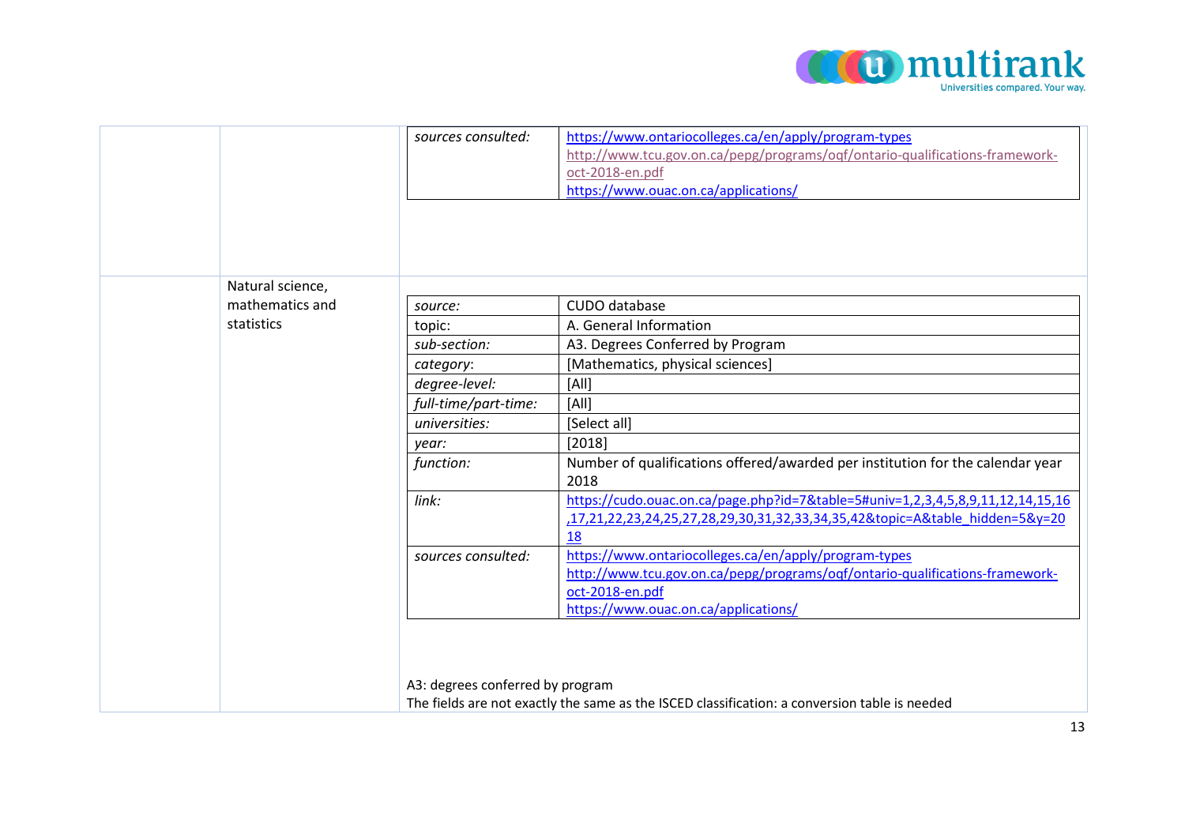| | | | |
|---|---|---|---|
| | | *sources consulted:* | https://www.ontariocolleges.ca/en/apply/program-types<br>http://www.tcu.gov.on.ca/pepg/programs/oqf/ontario-qualifications-framework-oct-2018-en.pdf<br>https://www.ouac.on.ca/applications/ |

| | | | |
|---|---|---|---|
| | Natural science, mathematics and statistics | *source:* | CUDO database |
| | | topic: | A. General Information |
| | | *sub-section:* | A3. Degrees Conferred by Program |
| | | *category*: | [Mathematics, physical sciences] |
| | | *degree-level:* | [All] |
| | | *full-time/part-time:* | [All] |
| | | *universities:* | [Select all] |
| | | *year:* | [2018] |
| | | *function:* | Number of qualifications offered/awarded per institution for the calendar year 2018 |
| | | *link:* | https://cudo.ouac.on.ca/page.php?id=7&table=5#univ=1,2,3,4,5,8,9,11,12,14,15,16,17,21,22,23,24,25,27,28,29,30,31,32,33,34,35,42&topic=A&table_hidden=5&y=2018 |
| | | *sources consulted:* | https://www.ontariocolleges.ca/en/apply/program-types<br>http://www.tcu.gov.on.ca/pepg/programs/oqf/ontario-qualifications-framework-oct-2018-en.pdf<br>https://www.ouac.on.ca/applications/ |

A3: degrees conferred by program
The fields are not exactly the same as the ISCED classification: a conversion table is needed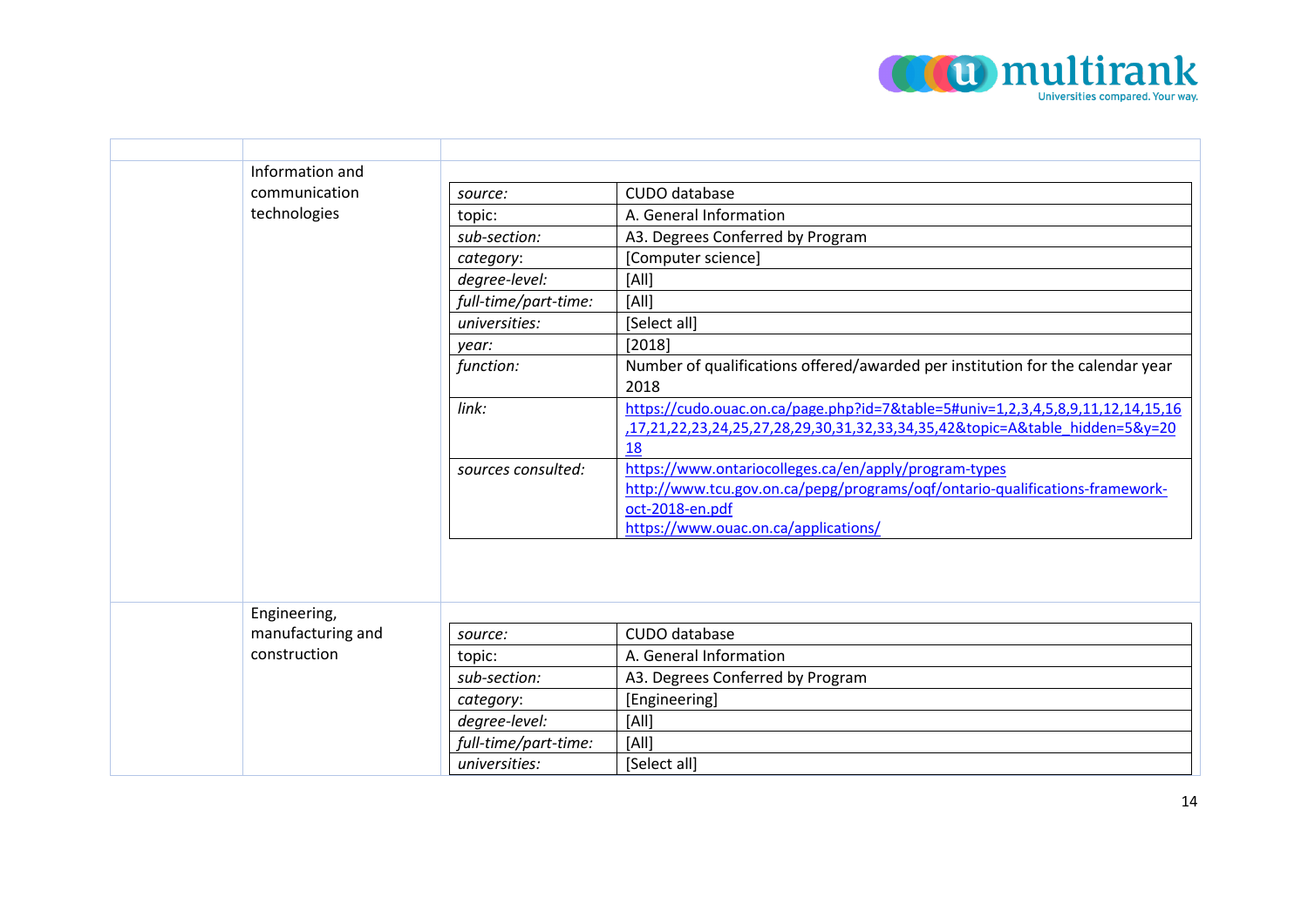| | | |
|---|---|---|
| | Information and communication technologies | |

| | |
|---|---|
| *source:* | CUDO database |
| topic: | A. General Information |
| *sub-section:* | A3. Degrees Conferred by Program |
| *category*: | [Computer science] |
| *degree-level:* | [All] |
| *full-time/part-time:* | [All] |
| *universities:* | [Select all] |
| *year:* | [2018] |
| *function:* | Number of qualifications offered/awarded per institution for the calendar year 2018 |
| *link:* | https://cudo.ouac.on.ca/page.php?id=7&table=5#univ=1,2,3,4,5,8,9,11,12,14,15,16,17,21,22,23,24,25,27,28,29,30,31,32,33,34,35,42&topic=A&table_hidden=5&y=2018 |
| *sources consulted:* | https://www.ontariocolleges.ca/en/apply/program-types http://www.tcu.gov.on.ca/pepg/programs/oqf/ontario-qualifications-framework-oct-2018-en.pdf https://www.ouac.on.ca/applications/ |

| | | |
|---|---|---|
| | Engineering, manufacturing and construction | |

| | |
|---|---|
| *source:* | CUDO database |
| topic: | A. General Information |
| *sub-section:* | A3. Degrees Conferred by Program |
| *category*: | [Engineering] |
| *degree-level:* | [All] |
| *full-time/part-time:* | [All] |
| *universities:* | [Select all] |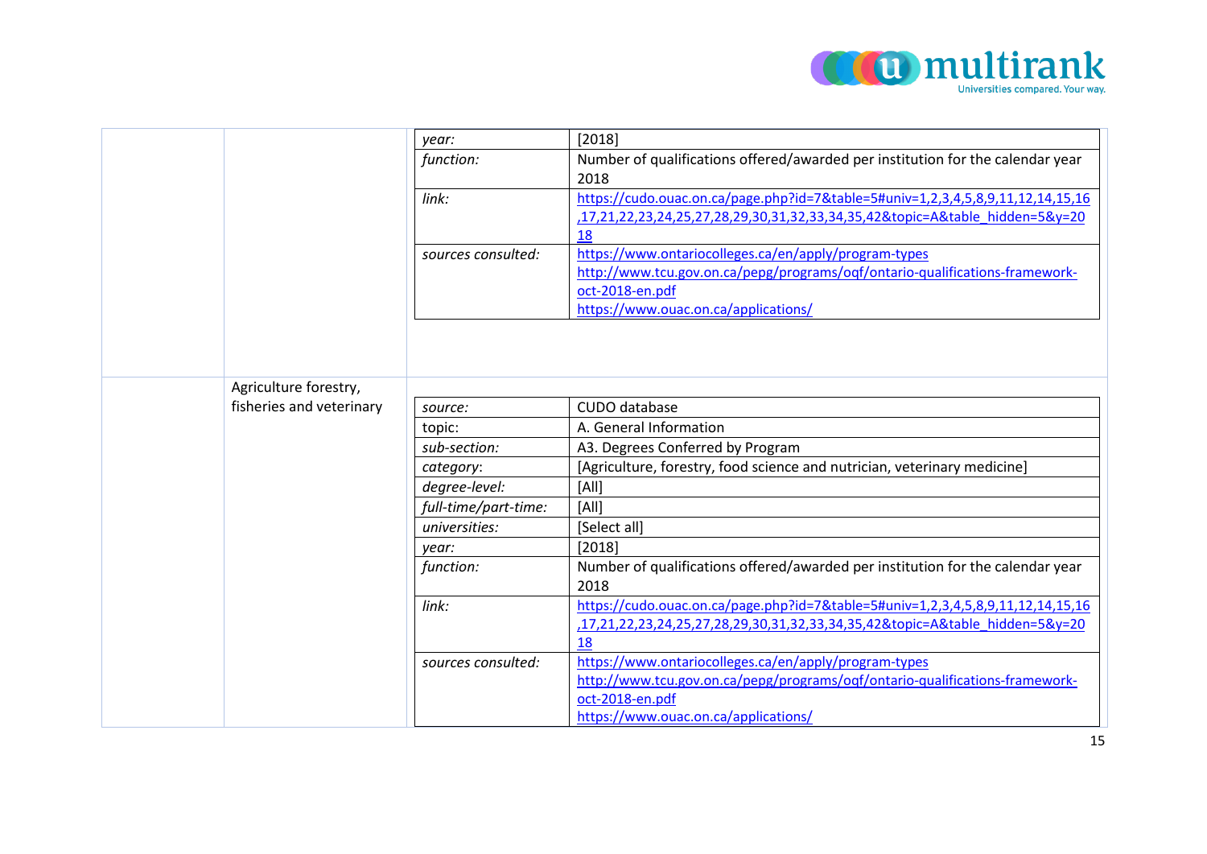| | | | |
|---|---|---|---|
| | | *year:* | [2018] |
| | | *function:* | Number of qualifications offered/awarded per institution for the calendar year 2018 |
| | | *link:* | https://cudo.ouac.on.ca/page.php?id=7&table=5#univ=1,2,3,4,5,8,9,11,12,14,15,16,17,21,22,23,24,25,27,28,29,30,31,32,33,34,35,42&topic=A&table_hidden=5&y=2018 |
| | | *sources consulted:* | https://www.ontariocolleges.ca/en/apply/program-types<br>http://www.tcu.gov.on.ca/pepg/programs/oqf/ontario-qualifications-framework-oct-2018-en.pdf<br>https://www.ouac.on.ca/applications/ |
| | Agriculture forestry, fisheries and veterinary | *source:* | CUDO database |
| | | topic: | A. General Information |
| | | *sub-section:* | A3. Degrees Conferred by Program |
| | | *category*: | [Agriculture, forestry, food science and nutrician, veterinary medicine] |
| | | *degree-level:* | [All] |
| | | *full-time/part-time:* | [All] |
| | | *universities:* | [Select all] |
| | | *year:* | [2018] |
| | | *function:* | Number of qualifications offered/awarded per institution for the calendar year 2018 |
| | | *link:* | https://cudo.ouac.on.ca/page.php?id=7&table=5#univ=1,2,3,4,5,8,9,11,12,14,15,16,17,21,22,23,24,25,27,28,29,30,31,32,33,34,35,42&topic=A&table_hidden=5&y=2018 |
| | | *sources consulted:* | https://www.ontariocolleges.ca/en/apply/program-types<br>http://www.tcu.gov.on.ca/pepg/programs/oqf/ontario-qualifications-framework-oct-2018-en.pdf<br>https://www.ouac.on.ca/applications/ |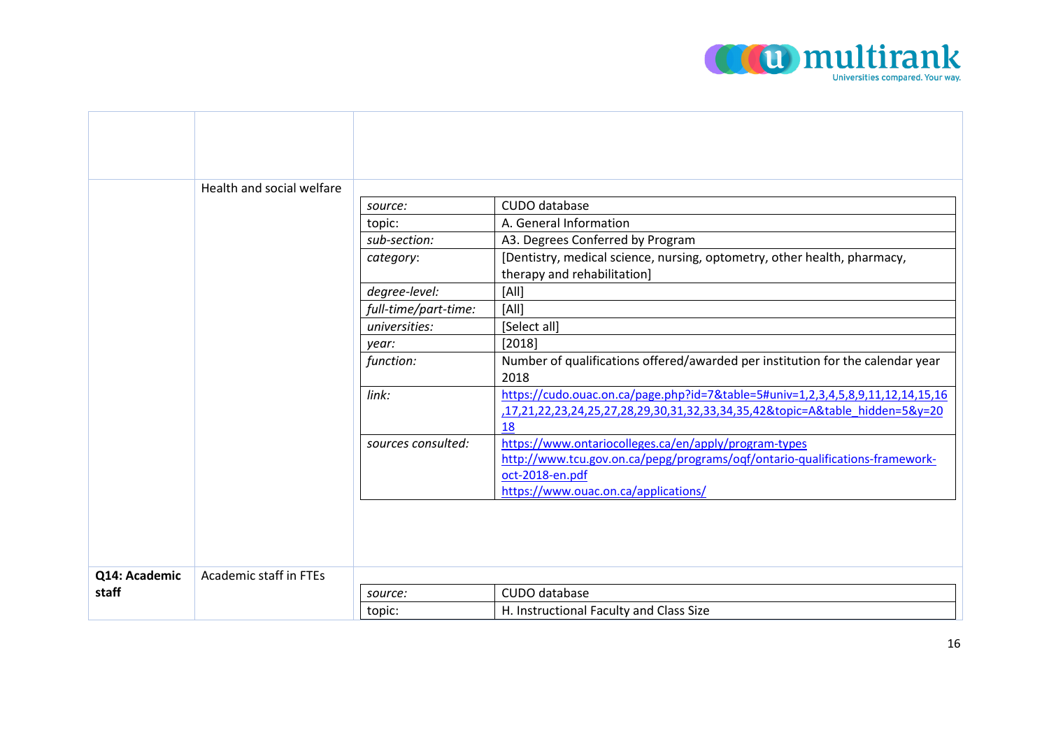| | | |
|---|---|---|
| | Health and social welfare | |

| | |
|---|---|
| *source:* | CUDO database |
| topic: | A. General Information |
| *sub-section:* | A3. Degrees Conferred by Program |
| *category*: | [Dentistry, medical science, nursing, optometry, other health, pharmacy, therapy and rehabilitation] |
| *degree-level:* | [All] |
| *full-time/part-time:* | [All] |
| *universities:* | [Select all] |
| *year:* | [2018] |
| *function:* | Number of qualifications offered/awarded per institution for the calendar year 2018 |
| *link:* | https://cudo.ouac.on.ca/page.php?id=7&table=5#univ=1,2,3,4,5,8,9,11,12,14,15,16,17,21,22,23,24,25,27,28,29,30,31,32,33,34,35,42&topic=A&table_hidden=5&y=2018 |
| *sources consulted:* | https://www.ontariocolleges.ca/en/apply/program-types<br>http://www.tcu.gov.on.ca/pepg/programs/oqf/ontario-qualifications-framework-oct-2018-en.pdf<br>https://www.ouac.on.ca/applications/ |

| | | |
|---|---|---|
| **Q14: Academic staff** | Academic staff in FTEs | |

| | |
|---|---|
| *source:* | CUDO database |
| topic: | H. Instructional Faculty and Class Size |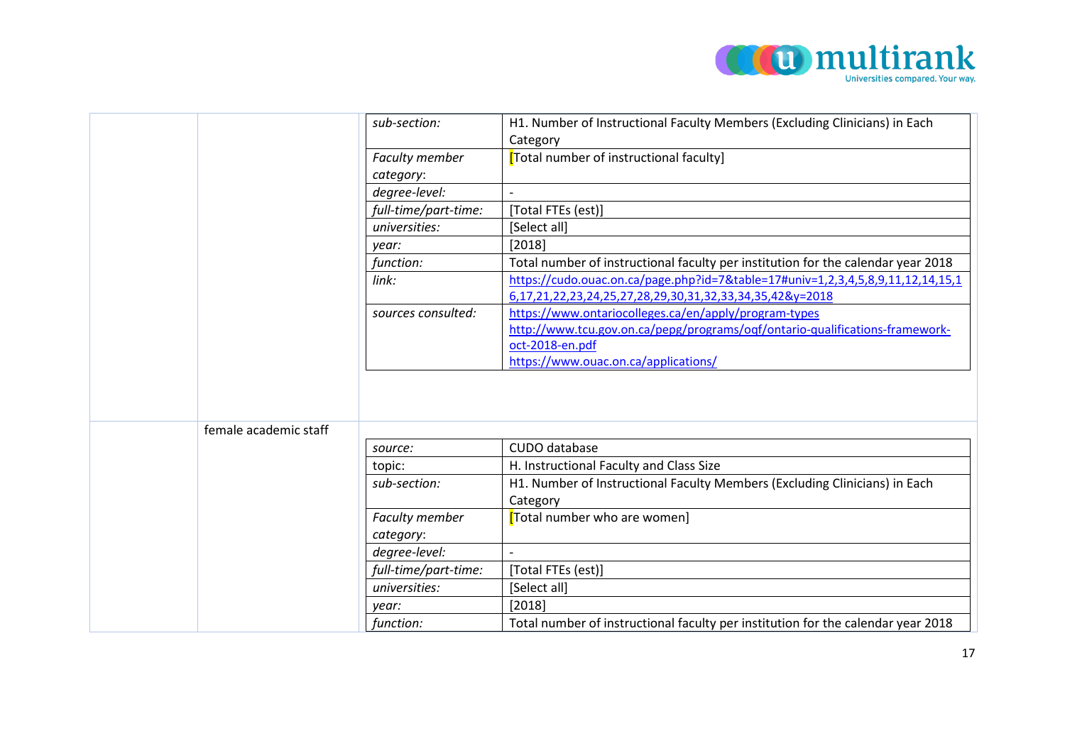| sub-section: | H1. Number of Instructional Faculty Members (Excluding Clinicians) in Each Category |
|---|---|
| Faculty member category: | [Total number of instructional faculty] |
| degree-level: | - |
| full-time/part-time: | [Total FTEs (est)] |
| universities: | [Select all] |
| year: | [2018] |
| function: | Total number of instructional faculty per institution for the calendar year 2018 |
| link: | https://cudo.ouac.on.ca/page.php?id=7&table=17#univ=1,2,3,4,5,8,9,11,12,14,15,16,17,21,22,23,24,25,27,28,29,30,31,32,33,34,35,42&y=2018 |
| sources consulted: | https://www.ontariocolleges.ca/en/apply/program-types<br>http://www.tcu.gov.on.ca/pepg/programs/oqf/ontario-qualifications-framework-oct-2018-en.pdf<br>https://www.ouac.on.ca/applications/ |

female academic staff

| source: | CUDO database |
|---|---|
| topic: | H. Instructional Faculty and Class Size |
| sub-section: | H1. Number of Instructional Faculty Members (Excluding Clinicians) in Each Category |
| Faculty member category: | [Total number who are women] |
| degree-level: | - |
| full-time/part-time: | [Total FTEs (est)] |
| universities: | [Select all] |
| year: | [2018] |
| function: | Total number of instructional faculty per institution for the calendar year 2018 |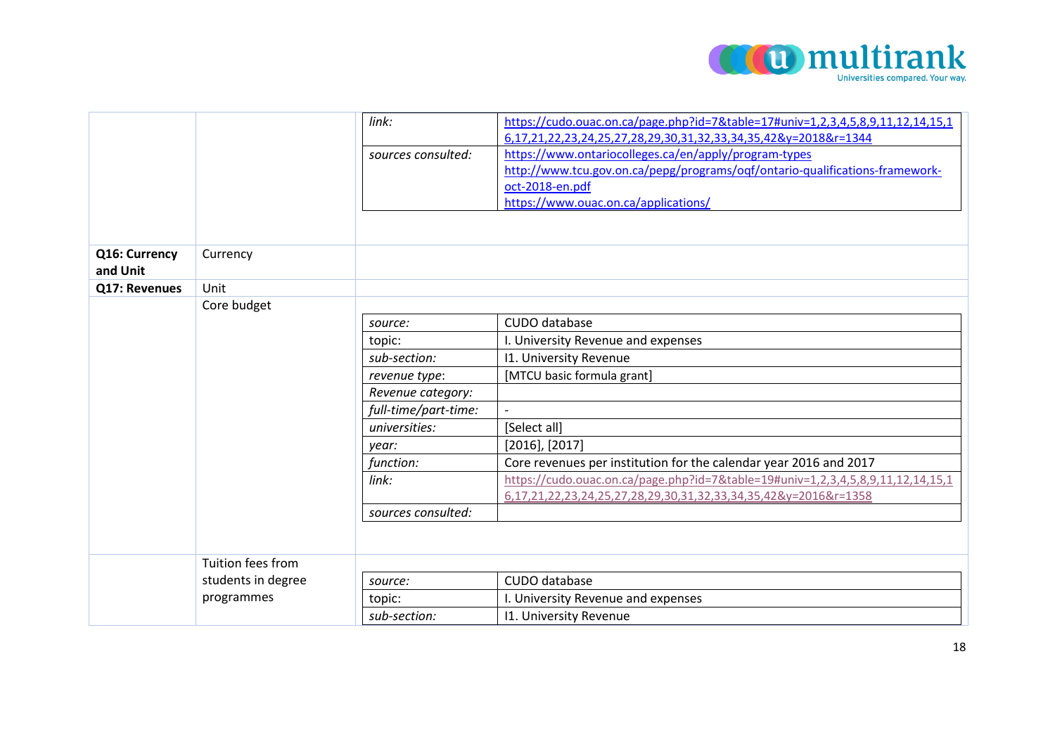| | | | |
|---|---|---|---|
| | | *link:* | https://cudo.ouac.on.ca/page.php?id=7&table=17#univ=1,2,3,4,5,8,9,11,12,14,15,16,17,21,22,23,24,25,27,28,29,30,31,32,33,34,35,42&y=2018&r=1344 |
| | | *sources consulted:* | https://www.ontariocolleges.ca/en/apply/program-types<br>http://www.tcu.gov.on.ca/pepg/programs/oqf/ontario-qualifications-framework-oct-2018-en.pdf<br>https://www.ouac.on.ca/applications/ |
| **Q16: Currency and Unit** | Currency | | |
| **Q17: Revenues** | Unit | | |
| | Core budget | *source:* | CUDO database |
| | | topic: | I. University Revenue and expenses |
| | | *sub-section:* | I1. University Revenue |
| | | *revenue type*: | [MTCU basic formula grant] |
| | | *Revenue category:* | |
| | | *full-time/part-time:* | - |
| | | *universities:* | [Select all] |
| | | *year:* | [2016], [2017] |
| | | *function:* | Core revenues per institution for the calendar year 2016 and 2017 |
| | | *link:* | https://cudo.ouac.on.ca/page.php?id=7&table=19#univ=1,2,3,4,5,8,9,11,12,14,15,16,17,21,22,23,24,25,27,28,29,30,31,32,33,34,35,42&y=2016&r=1358 |
| | | *sources consulted:* | |
| | Tuition fees from students in degree programmes | *source:* | CUDO database |
| | | topic: | I. University Revenue and expenses |
| | | *sub-section:* | I1. University Revenue |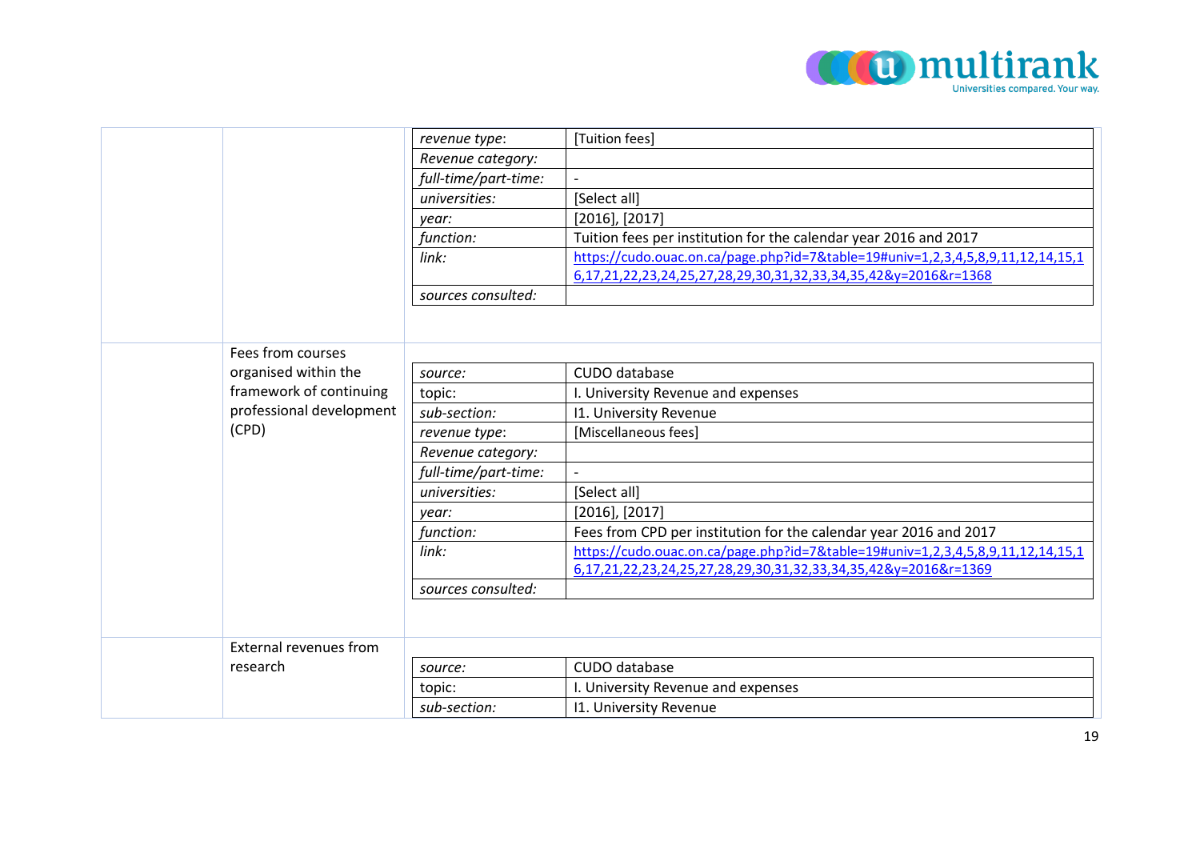| | | | |
|---|---|---|---|
| | | *revenue type*: | [Tuition fees] |
| | | *Revenue category:* | |
| | | *full-time/part-time:* | - |
| | | *universities:* | [Select all] |
| | | *year:* | [2016], [2017] |
| | | *function:* | Tuition fees per institution for the calendar year 2016 and 2017 |
| | | *link:* | https://cudo.ouac.on.ca/page.php?id=7&table=19#univ=1,2,3,4,5,8,9,11,12,14,15,16,17,21,22,23,24,25,27,28,29,30,31,32,33,34,35,42&y=2016&r=1368 |
| | | *sources consulted:* | |
| | Fees from courses organised within the framework of continuing professional development (CPD) | *source:* | CUDO database |
| | | topic: | I. University Revenue and expenses |
| | | *sub-section:* | I1. University Revenue |
| | | *revenue type*: | [Miscellaneous fees] |
| | | *Revenue category:* | |
| | | *full-time/part-time:* | - |
| | | *universities:* | [Select all] |
| | | *year:* | [2016], [2017] |
| | | *function:* | Fees from CPD per institution for the calendar year 2016 and 2017 |
| | | *link:* | https://cudo.ouac.on.ca/page.php?id=7&table=19#univ=1,2,3,4,5,8,9,11,12,14,15,16,17,21,22,23,24,25,27,28,29,30,31,32,33,34,35,42&y=2016&r=1369 |
| | | *sources consulted:* | |
| | External revenues from research | *source:* | CUDO database |
| | | topic: | I. University Revenue and expenses |
| | | *sub-section:* | I1. University Revenue |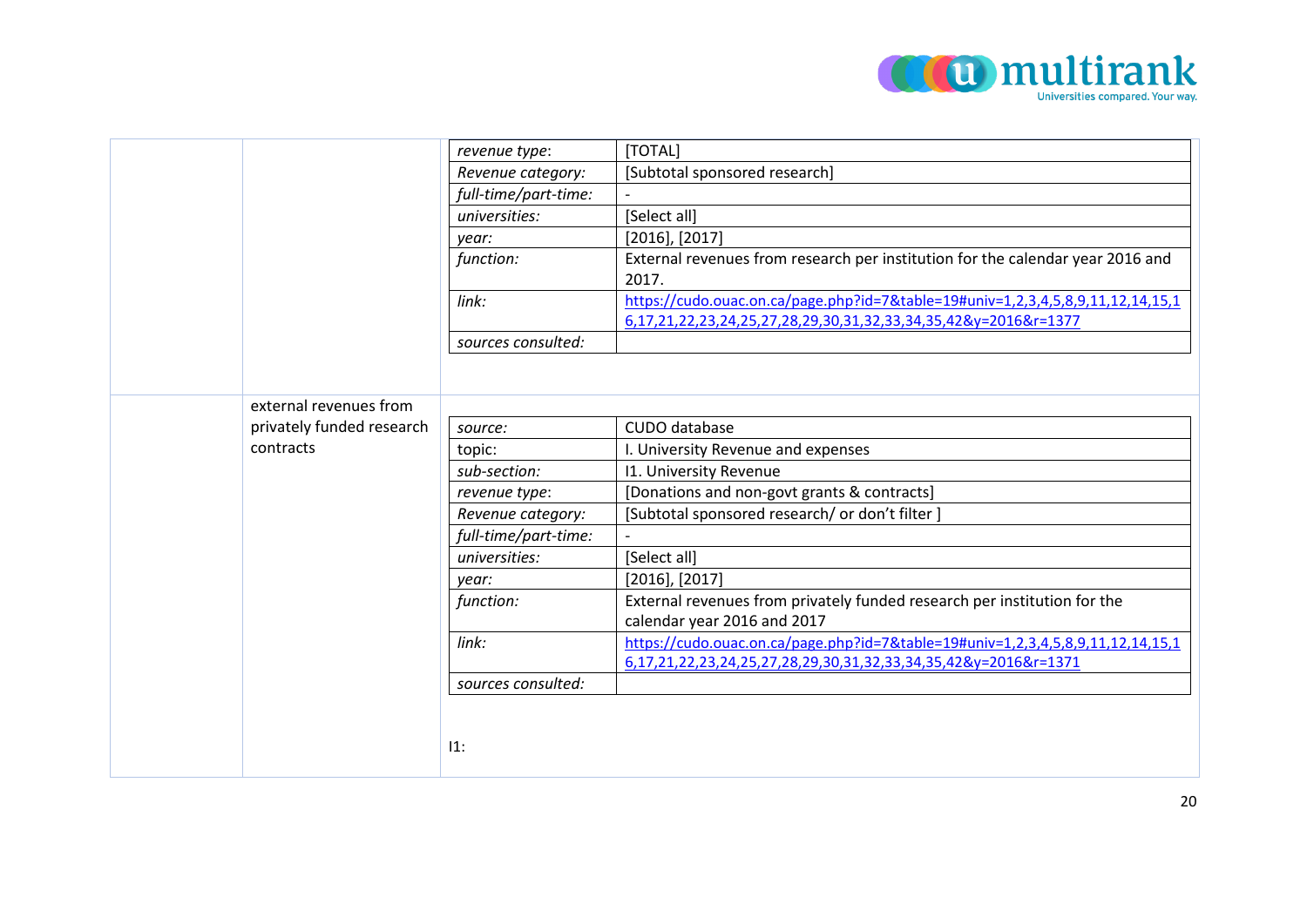| *revenue type*: | [TOTAL] |
|---|---|
| *Revenue category:* | [Subtotal sponsored research] |
| *full-time/part-time:* | - |
| *universities:* | [Select all] |
| *year:* | [2016], [2017] |
| *function:* | External revenues from research per institution for the calendar year 2016 and 2017. |
| *link:* | https://cudo.ouac.on.ca/page.php?id=7&table=19#univ=1,2,3,4,5,8,9,11,12,14,15,16,17,21,22,23,24,25,27,28,29,30,31,32,33,34,35,42&y=2016&r=1377 |
| *sources consulted:* | |

external revenues from privately funded research contracts

| *source:* | CUDO database |
|---|---|
| topic: | I. University Revenue and expenses |
| *sub-section:* | I1. University Revenue |
| *revenue type*: | [Donations and non-govt grants & contracts] |
| *Revenue category:* | [Subtotal sponsored research/ or don't filter ] |
| *full-time/part-time:* | - |
| *universities:* | [Select all] |
| *year:* | [2016], [2017] |
| *function:* | External revenues from privately funded research per institution for the calendar year 2016 and 2017 |
| *link:* | https://cudo.ouac.on.ca/page.php?id=7&table=19#univ=1,2,3,4,5,8,9,11,12,14,15,16,17,21,22,23,24,25,27,28,29,30,31,32,33,34,35,42&y=2016&r=1371 |
| *sources consulted:* | |

I1: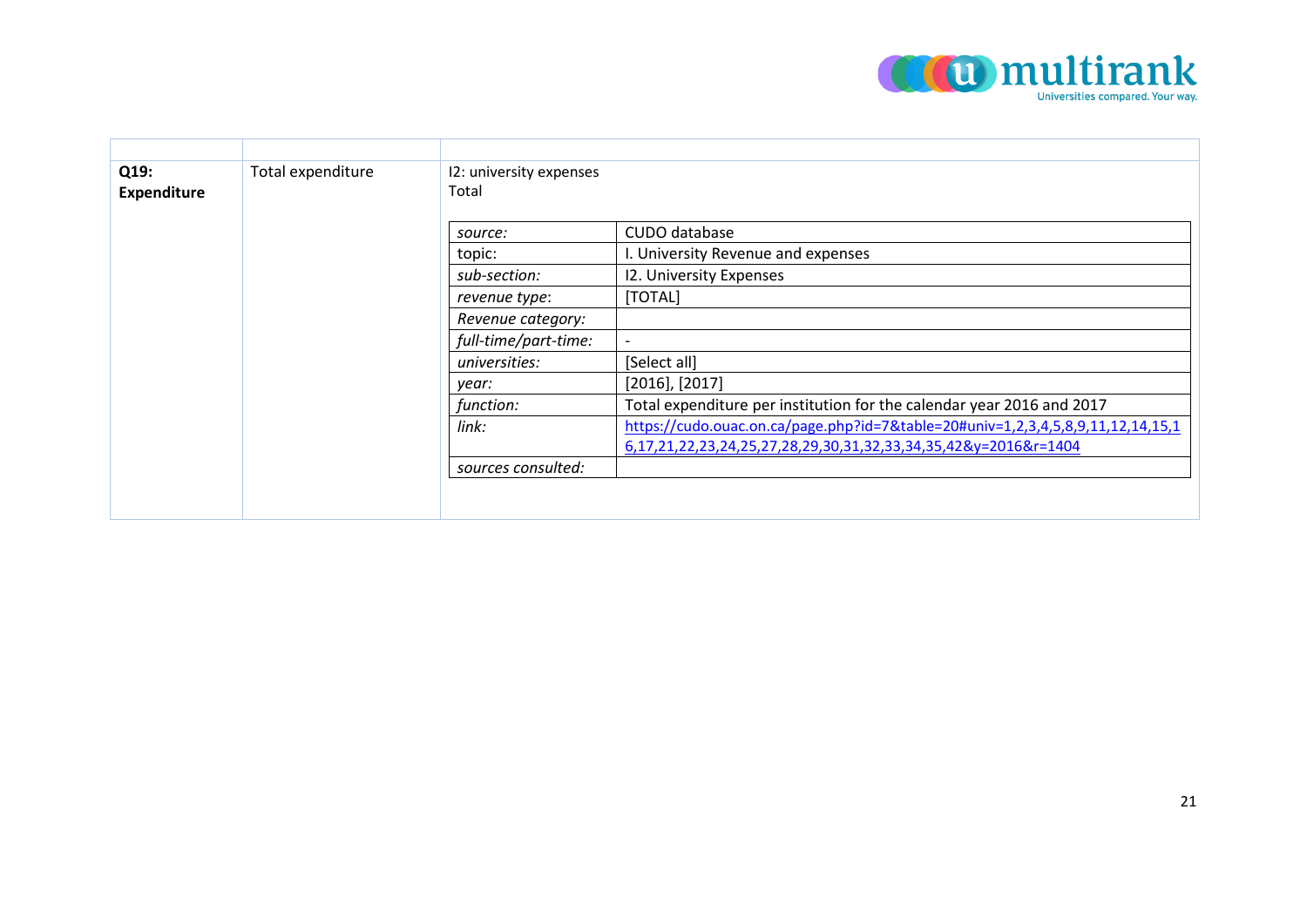| | | |
|---|---|---|
| **Q19: Expenditure** | Total expenditure | I2: university expenses<br>Total |

| | |
|---|---|
| *source:* | CUDO database |
| topic: | I. University Revenue and expenses |
| *sub-section:* | I2. University Expenses |
| *revenue type*: | [TOTAL] |
| *Revenue category:* | |
| *full-time/part-time:* | - |
| *universities:* | [Select all] |
| *year:* | [2016], [2017] |
| *function:* | Total expenditure per institution for the calendar year 2016 and 2017 |
| *link:* | https://cudo.ouac.on.ca/page.php?id=7&table=20#univ=1,2,3,4,5,8,9,11,12,14,15,16,17,21,22,23,24,25,27,28,29,30,31,32,33,34,35,42&y=2016&r=1404 |
| *sources consulted:* | |